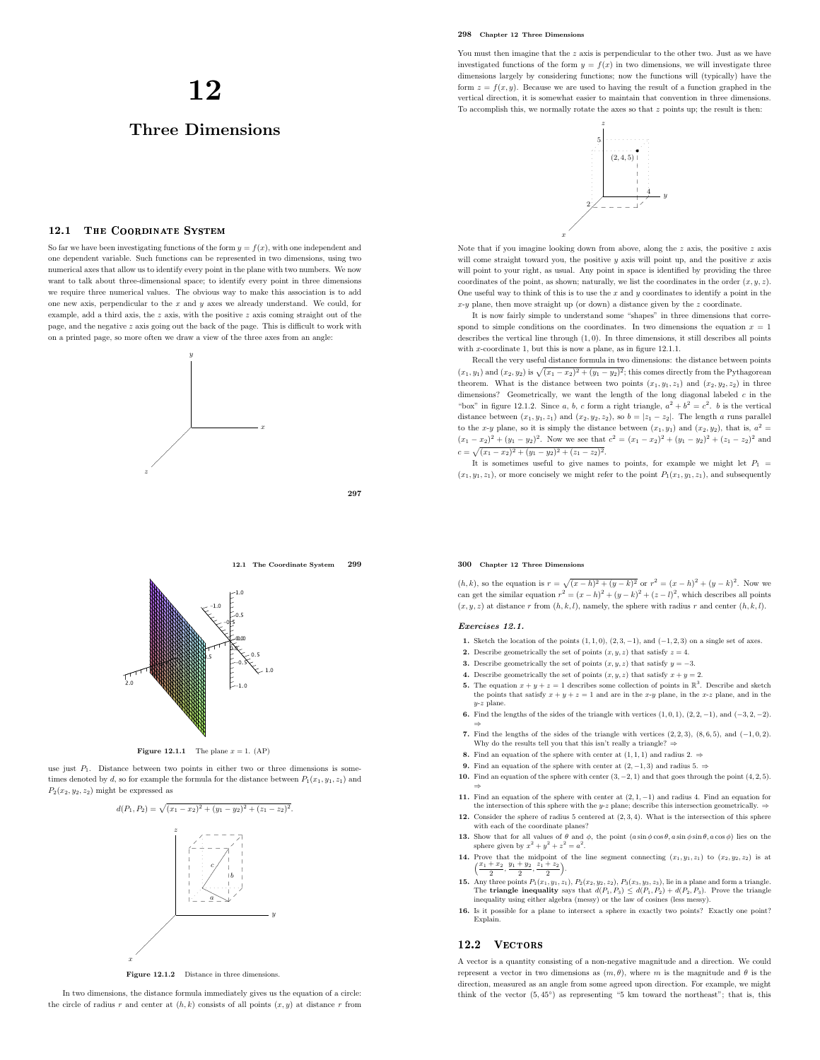# 12

# Three Dimensions

## 12.1 The Coordinate System

So far we have been investigating functions of the form $y = f(x)$, with one independent and one dependent variable. Such functions can be represented in two dimensions, using two numerical axes that allow us to identify every point in the plane with two numbers. We now want to talk about three-dimensional space; to identify every point in three dimensions we require three numerical values. The obvious way to make this association is to add one new axis, perpendicular to the $x$ and $y$ axes we already understand. We could, for example, add a third axis, the $z$ axis, with the positive $z$ axis coming straight out of the page, and the negative $z$ axis going out the back of the page. This is difficult to work with on a printed page, so more often we draw a view of the three axes from an angle:

y

x

z

You must then imagine that the $z$ axis is perpendicular to the other two. Just as we have investigated functions of the form $y = f(x)$ in two dimensions, we will investigate three dimensions largely by considering functions; now the functions will (typically) have the form $z = f(x, y)$. Because we are used to having the result of a function graphed in the vertical direction, it is somewhat easier to maintain that convention in three dimensions. To accomplish this, we normally rotate the axes so that $z$ points up; the result is then:

z

5

(2, 4, 5)

4

y

2

x

Note that if you imagine looking down from above, along the $z$ axis, the positive $z$ axis will come straight toward you, the positive $y$ axis will point up, and the positive $x$ axis will point to your right, as usual. Any point in space is identified by providing the three coordinates of the point, as shown; naturally, we list the coordinates in the order $(x, y, z)$. One useful way to think of this is to use the $x$ and $y$ coordinates to identify a point in the $x$-$y$ plane, then move straight up (or down) a distance given by the $z$ coordinate.

It is now fairly simple to understand some "shapes" in three dimensions that correspond to simple conditions on the coordinates. In two dimensions the equation $x = 1$ describes the vertical line through $(1, 0)$. In three dimensions, it still describes all points with $x$-coordinate 1, but this is now a plane, as in figure 12.1.1.

Recall the very useful distance formula in two dimensions: the distance between points $(x_1, y_1)$ and $(x_2, y_2)$ is $\sqrt{(x_1 - x_2)^2 + (y_1 - y_2)^2}$; this comes directly from the Pythagorean theorem. What is the distance between two points $(x_1, y_1, z_1)$ and $(x_2, y_2, z_2)$ in three dimensions? Geometrically, we want the length of the long diagonal labeled $c$ in the "box" in figure 12.1.2. Since $a$, $b$, $c$ form a right triangle, $a^2 + b^2 = c^2$. $b$ is the vertical distance between $(x_1, y_1, z_1)$ and $(x_2, y_2, z_2)$, so $b = |z_1 - z_2|$. The length $a$ runs parallel to the $x$-$y$ plane, so it is simply the distance between $(x_1, y_1)$ and $(x_2, y_2)$, that is, $a^2 = (x_1 - x_2)^2 + (y_1 - y_2)^2$. Now we see that $c^2 = (x_1 - x_2)^2 + (y_1 - y_2)^2 + (z_1 - z_2)^2$ and $c = \sqrt{(x_1 - x_2)^2 + (y_1 - y_2)^2 + (z_1 - z_2)^2}$.

It is sometimes useful to give names to points, for example we might let $P_1 = (x_1, y_1, z_1)$, or more concisely we might refer to the point $P_1(x_1, y_1, z_1)$, and subsequently use just $P_1$. Distance between two points in either two or three dimensions is sometimes denoted by $d$, so for example the formula for the distance between $P_1(x_1, y_1, z_1)$ and $P_2(x_2, y_2, z_2)$ might be expressed as

$$d(P_1, P_2) = \sqrt{(x_1 - x_2)^2 + (y_1 - y_2)^2 + (z_1 - z_2)^2}.$$

1.0
−1.0
0.5
−0.5
0.0
0.5
−0.5
1.0
2.0
−1.0

Figure 12.1.1 The plane $x = 1$. (AP)

z

c

b

a

y

x

Figure 12.1.2 Distance in three dimensions.

In two dimensions, the distance formula immediately gives us the equation of a circle: the circle of radius $r$ and center at $(h, k)$ consists of all points $(x, y)$ at distance $r$ from $(h, k)$, so the equation is $r = \sqrt{(x - h)^2 + (y - k)^2}$ or $r^2 = (x - h)^2 + (y - k)^2$. Now we can get the similar equation $r^2 = (x - h)^2 + (y - k)^2 + (z - l)^2$, which describes all points $(x, y, z)$ at distance $r$ from $(h, k, l)$, namely, the sphere with radius $r$ and center $(h, k, l)$.

### *Exercises 12.1.*

1. Sketch the location of the points $(1, 1, 0)$, $(2, 3, -1)$, and $(-1, 2, 3)$ on a single set of axes.
2. Describe geometrically the set of points $(x, y, z)$ that satisfy $z = 4$.
3. Describe geometrically the set of points $(x, y, z)$ that satisfy $y = -3$.
4. Describe geometrically the set of points $(x, y, z)$ that satisfy $x + y = 2$.
5. The equation $x + y + z = 1$ describes some collection of points in $\mathbb{R}^3$. Describe and sketch the points that satisfy $x + y + z = 1$ and are in the $x$-$y$ plane, in the $x$-$z$ plane, and in the $y$-$z$ plane.
6. Find the lengths of the sides of the triangle with vertices $(1, 0, 1)$, $(2, 2, -1)$, and $(-3, 2, -2)$. ⇒
7. Find the lengths of the sides of the triangle with vertices $(2, 2, 3)$, $(8, 6, 5)$, and $(-1, 0, 2)$. Why do the results tell you that this isn't really a triangle? ⇒
8. Find an equation of the sphere with center at $(1, 1, 1)$ and radius 2. ⇒
9. Find an equation of the sphere with center at $(2, -1, 3)$ and radius 5. ⇒
10. Find an equation of the sphere with center $(3, -2, 1)$ and that goes through the point $(4, 2, 5)$. ⇒
11. Find an equation of the sphere with center at $(2, 1, -1)$ and radius 4. Find an equation for the intersection of this sphere with the $y$-$z$ plane; describe this intersection geometrically. ⇒
12. Consider the sphere of radius 5 centered at $(2, 3, 4)$. What is the intersection of this sphere with each of the coordinate planes?
13. Show that for all values of $\theta$ and $\phi$, the point $(a \sin\phi \cos\theta, a \sin\phi \sin\theta, a \cos\phi)$ lies on the sphere given by $x^2 + y^2 + z^2 = a^2$.
14. Prove that the midpoint of the line segment connecting $(x_1, y_1, z_1)$ to $(x_2, y_2, z_2)$ is at $\left(\frac{x_1 + x_2}{2}, \frac{y_1 + y_2}{2}, \frac{z_1 + z_2}{2}\right)$.
15. Any three points $P_1(x_1, y_1, z_1)$, $P_2(x_2, y_2, z_2)$, $P_3(x_3, y_3, z_3)$, lie in a plane and form a triangle. The **triangle inequality** says that $d(P_1, P_3) \le d(P_1, P_2) + d(P_2, P_3)$. Prove the triangle inequality using either algebra (messy) or the law of cosines (less messy).
16. Is it possible for a plane to intersect a sphere in exactly two points? Exactly one point? Explain.

## 12.2 Vectors

A vector is a quantity consisting of a non-negative magnitude and a direction. We could represent a vector in two dimensions as $(m, \theta)$, where $m$ is the magnitude and $\theta$ is the direction, measured as an angle from some agreed upon direction. For example, we might think of the vector $(5, 45^\circ)$ as representing "5 km toward the northeast"; that is, this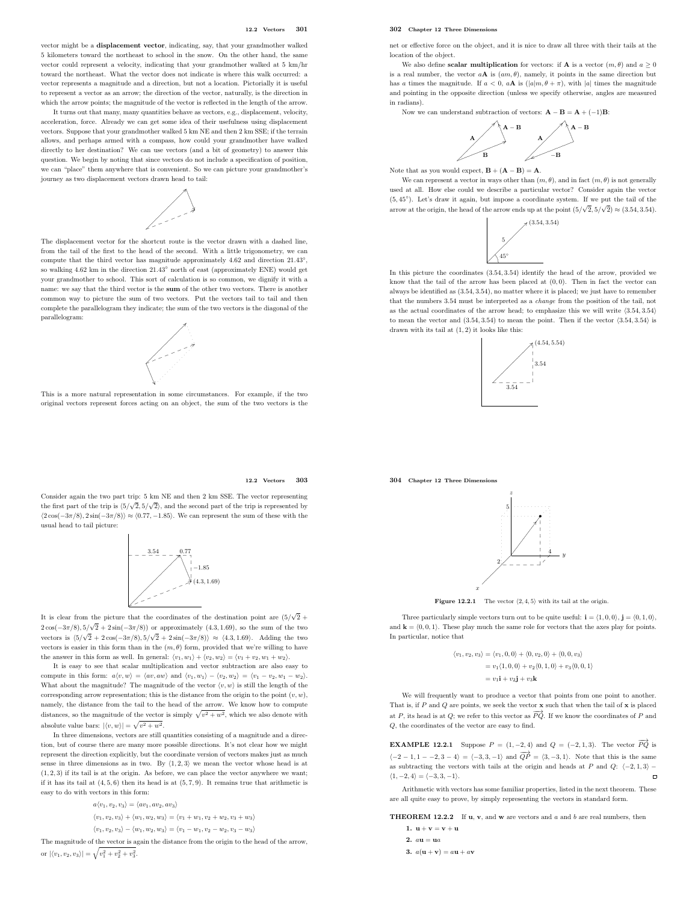vector might be a **displacement vector**, indicating, say, that your grandmother walked 5 kilometers toward the northeast to school in the snow. On the other hand, the same vector could represent a velocity, indicating that your grandmother walked at 5 km/hr toward the northeast. What the vector does not indicate is where this walk occurred: a vector represents a magnitude and a direction, but not a location. Pictorially it is useful to represent a vector as an arrow; the direction of the vector, naturally, is the direction in which the arrow points; the magnitude of the vector is reflected in the length of the arrow.

It turns out that many, many quantities behave as vectors, e.g., displacement, velocity, acceleration, force. Already we can get some idea of their usefulness using displacement vectors. Suppose that your grandmother walked 5 km NE and then 2 km SSE; if the terrain allows, and perhaps armed with a compass, how could your grandmother have walked directly to her destination? We can use vectors (and a bit of geometry) to answer this question. We begin by noting that since vectors do not include a specification of position, we can "place" them anywhere that is convenient. So we can picture your grandmother's journey as two displacement vectors drawn head to tail:

The displacement vector for the shortcut route is the vector drawn with a dashed line, from the tail of the first to the head of the second. With a little trigonometry, we can compute that the third vector has magnitude approximately 4.62 and direction 21.43°, so walking 4.62 km in the direction 21.43° north of east (approximately ENE) would get your grandmother to school. This sort of calculation is so common, we dignify it with a name: we say that the third vector is the **sum** of the other two vectors. There is another common way to picture the sum of two vectors. Put the vectors tail to tail and then complete the parallelogram they indicate; the sum of the two vectors is the diagonal of the parallelogram:

This is a more natural representation in some circumstances. For example, if the two original vectors represent forces acting on an object, the sum of the two vectors is the net or effective force on the object, and it is nice to draw all three with their tails at the location of the object.

We also define **scalar multiplication** for vectors: if $\mathbf{A}$ is a vector $(m, \theta)$ and $a \ge 0$ is a real number, the vector $a\mathbf{A}$ is $(am, \theta)$, namely, it points in the same direction but has $a$ times the magnitude. If $a < 0$, $a\mathbf{A}$ is $(|a|m, \theta + \pi)$, with $|a|$ times the magnitude and pointing in the opposite direction (unless we specify otherwise, angles are measured in radians).

Now we can understand subtraction of vectors: $\mathbf{A} - \mathbf{B} = \mathbf{A} + (-1)\mathbf{B}$:

Note that as you would expect, $\mathbf{B} + (\mathbf{A} - \mathbf{B}) = \mathbf{A}$.

We can represent a vector in ways other than $(m, \theta)$, and in fact $(m, \theta)$ is not generally used at all. How else could we describe a particular vector? Consider again the vector $(5, 45°)$. Let's draw it again, but impose a coordinate system. If we put the tail of the arrow at the origin, the head of the arrow ends up at the point $(5/\sqrt{2}, 5/\sqrt{2}) \approx (3.54, 3.54)$.

In this picture the coordinates $(3.54, 3.54)$ identify the head of the arrow, provided we know that the tail of the arrow has been placed at $(0, 0)$. Then in fact the vector can always be identified as $(3.54, 3.54)$, no matter where it is placed; we just have to remember that the numbers 3.54 must be interpreted as a *change* from the position of the tail, not as the actual coordinates of the arrow head; to emphasize this we will write $\langle 3.54, 3.54\rangle$ to mean the vector and $(3.54, 3.54)$ to mean the point. Then if the vector $\langle 3.54, 3.54\rangle$ is drawn with its tail at $(1, 2)$ it looks like this:

Consider again the two part trip: 5 km NE and then 2 km SSE. The vector representing the first part of the trip is $\langle 5/\sqrt{2}, 5/\sqrt{2}\rangle$, and the second part of the trip is represented by $\langle 2\cos(-3\pi/8), 2\sin(-3\pi/8)\rangle \approx \langle 0.77, -1.85\rangle$. We can represent the sum of these with the usual head to tail picture:

It is clear from the picture that the coordinates of the destination point are $(5/\sqrt{2} + 2\cos(-3\pi/8), 5/\sqrt{2} + 2\sin(-3\pi/8))$ or approximately $(4.3, 1.69)$, so the sum of the two vectors is $\langle 5/\sqrt{2} + 2\cos(-3\pi/8), 5/\sqrt{2} + 2\sin(-3\pi/8)\rangle \approx \langle 4.3, 1.69\rangle$. Adding the two vectors is easier in this form than in the $(m, \theta)$ form, provided that we're willing to have the answer in this form as well. In general: $\langle v_1, w_1\rangle + \langle v_2, w_2\rangle = \langle v_1 + v_2, w_1 + w_2\rangle$.

It is easy to see that scalar multiplication and vector subtraction are also easy to compute in this form: $a\langle v, w\rangle = \langle av, aw\rangle$ and $\langle v_1, w_1\rangle - \langle v_2, w_2\rangle = \langle v_1 - v_2, w_1 - w_2\rangle$. What about the magnitude? The magnitude of the vector $\langle v, w\rangle$ is still the length of the corresponding arrow representation; this is the distance from the origin to the point $(v, w)$, namely, the distance from the tail to the head of the arrow. We know how to compute distances, so the magnitude of the vector is simply $\sqrt{v^2 + w^2}$, which we also denote with absolute value bars: $|\langle v, w\rangle| = \sqrt{v^2 + w^2}$.

In three dimensions, vectors are still quantities consisting of a magnitude and a direction, but of course there are many more possible directions. It's not clear how we might represent the direction explicitly, but the coordinate version of vectors makes just as much sense in three dimensions as in two. By $\langle 1, 2, 3\rangle$ we mean the vector whose head is at $(1, 2, 3)$ if its tail is at the origin. As before, we can place the vector anywhere we want; if it has its tail at $(4, 5, 6)$ then its head is at $(5, 7, 9)$. It remains true that arithmetic is easy to do with vectors in this form:

$$a\langle v_1, v_2, v_3\rangle = \langle av_1, av_2, av_3\rangle$$

$$\langle v_1, v_2, v_3\rangle + \langle w_1, w_2, w_3\rangle = \langle v_1 + w_1, v_2 + w_2, v_3 + w_3\rangle$$

$$\langle v_1, v_2, v_3\rangle - \langle w_1, w_2, w_3\rangle = \langle v_1 - w_1, v_2 - w_2, v_3 - w_3\rangle$$

The magnitude of the vector is again the distance from the origin to the head of the arrow, or $|\langle v_1, v_2, v_3\rangle| = \sqrt{v_1^2 + v_2^2 + v_3^2}$.

**Figure 12.2.1** The vector $\langle 2, 4, 5\rangle$ with its tail at the origin.

Three particularly simple vectors turn out to be quite useful: $\mathbf{i} = \langle 1, 0, 0\rangle$, $\mathbf{j} = \langle 0, 1, 0\rangle$, and $\mathbf{k} = \langle 0, 0, 1\rangle$. These play much the same role for vectors that the axes play for points. In particular, notice that

$$\begin{aligned}
\langle v_1, v_2, v_3\rangle &= \langle v_1, 0, 0\rangle + \langle 0, v_2, 0\rangle + \langle 0, 0, v_3\rangle \\
&= v_1\langle 1, 0, 0\rangle + v_2\langle 0, 1, 0\rangle + v_3\langle 0, 0, 1\rangle \\
&= v_1\mathbf{i} + v_2\mathbf{j} + v_3\mathbf{k}
\end{aligned}$$

We will frequently want to produce a vector that points from one point to another. That is, if $P$ and $Q$ are points, we seek the vector $\mathbf{x}$ such that when the tail of $\mathbf{x}$ is placed at $P$, its head is at $Q$; we refer to this vector as $\overrightarrow{PQ}$. If we know the coordinates of $P$ and $Q$, the coordinates of the vector are easy to find.

**EXAMPLE 12.2.1** Suppose $P = (1, -2, 4)$ and $Q = (-2, 1, 3)$. The vector $\overrightarrow{PQ}$ is $\langle -2 - 1, 1 - -2, 3 - 4\rangle = \langle -3, 3, -1\rangle$ and $\overrightarrow{QP} = \langle 3, -3, 1\rangle$. Note that this is the same as subtracting the vectors with tails at the origin and heads at $P$ and $Q$: $\langle -2, 1, 3\rangle - \langle 1, -2, 4\rangle = \langle -3, 3, -1\rangle$. □

Arithmetic with vectors has some familiar properties, listed in the next theorem. These are all quite easy to prove, by simply representing the vectors in standard form.

**THEOREM 12.2.2** If $\mathbf{u}$, $\mathbf{v}$, and $\mathbf{w}$ are vectors and $a$ and $b$ are real numbers, then

1. $\mathbf{u} + \mathbf{v} = \mathbf{v} + \mathbf{u}$
2. $a\mathbf{u} = \mathbf{u}a$
3. $a(\mathbf{u} + \mathbf{v}) = a\mathbf{u} + a\mathbf{v}$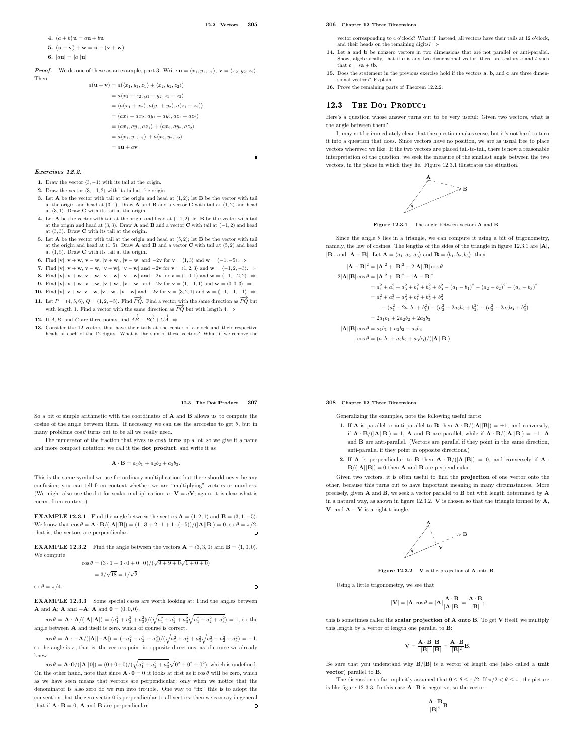4. $(a + b)\mathbf{u} = a\mathbf{u} + b\mathbf{u}$

5. $(\mathbf{u} + \mathbf{v}) + \mathbf{w} = \mathbf{u} + (\mathbf{v} + \mathbf{w})$

6. $|a\mathbf{u}| = |a||\mathbf{u}|$

***Proof.*** We do one of these as an example, part 3. Write $\mathbf{u} = \langle x_1, y_1, z_1\rangle$, $\mathbf{v} = \langle x_2, y_2, z_2\rangle$. Then

$$\begin{aligned}
a(\mathbf{u} + \mathbf{v}) &= a(\langle x_1, y_1, z_1\rangle + \langle x_2, y_2, z_2\rangle) \\
&= a\langle x_1 + x_2, y_1 + y_2, z_1 + z_2\rangle \\
&= \langle a(x_1 + x_2), a(y_1 + y_2), a(z_1 + z_2)\rangle \\
&= \langle ax_1 + ax_2, ay_1 + ay_2, az_1 + az_2\rangle \\
&= \langle ax_1, ay_1, az_1\rangle + \langle ax_2, ay_2, az_2\rangle \\
&= a\langle x_1, y_1, z_1\rangle + a\langle x_2, y_2, z_2\rangle \\
&= a\mathbf{u} + a\mathbf{v}
\end{aligned}$$

∎

### *Exercises 12.2.*

1. Draw the vector $\langle 3, -1\rangle$ with its tail at the origin.
2. Draw the vector $\langle 3, -1, 2\rangle$ with its tail at the origin.
3. Let $\mathbf{A}$ be the vector with tail at the origin and head at $(1, 2)$; let $\mathbf{B}$ be the vector with tail at the origin and head at $(3, 1)$. Draw $\mathbf{A}$ and $\mathbf{B}$ and a vector $\mathbf{C}$ with tail at $(1, 2)$ and head at $(3, 1)$. Draw $\mathbf{C}$ with its tail at the origin.
4. Let $\mathbf{A}$ be the vector with tail at the origin and head at $(-1, 2)$; let $\mathbf{B}$ be the vector with tail at the origin and head at $(3, 3)$. Draw $\mathbf{A}$ and $\mathbf{B}$ and a vector $\mathbf{C}$ with tail at $(-1, 2)$ and head at $(3, 3)$. Draw $\mathbf{C}$ with its tail at the origin.
5. Let $\mathbf{A}$ be the vector with tail at the origin and head at $(5, 2)$; let $\mathbf{B}$ be the vector with tail at the origin and head at $(1, 5)$. Draw $\mathbf{A}$ and $\mathbf{B}$ and a vector $\mathbf{C}$ with tail at $(5, 2)$ and head at $(1, 5)$. Draw $\mathbf{C}$ with its tail at the origin.
6. Find $|\mathbf{v}|$, $\mathbf{v} + \mathbf{w}$, $\mathbf{v} - \mathbf{w}$, $|\mathbf{v} + \mathbf{w}|$, $|\mathbf{v} - \mathbf{w}|$ and $-2\mathbf{v}$ for $\mathbf{v} = \langle 1, 3\rangle$ and $\mathbf{w} = \langle -1, -5\rangle$. ⇒
7. Find $|\mathbf{v}|$, $\mathbf{v} + \mathbf{w}$, $\mathbf{v} - \mathbf{w}$, $|\mathbf{v} + \mathbf{w}|$, $|\mathbf{v} - \mathbf{w}|$ and $-2\mathbf{v}$ for $\mathbf{v} = \langle 1, 2, 3\rangle$ and $\mathbf{w} = \langle -1, 2, -3\rangle$. ⇒
8. Find $|\mathbf{v}|$, $\mathbf{v} + \mathbf{w}$, $\mathbf{v} - \mathbf{w}$, $|\mathbf{v} + \mathbf{w}|$, $|\mathbf{v} - \mathbf{w}|$ and $-2\mathbf{v}$ for $\mathbf{v} = \langle 1, 0, 1\rangle$ and $\mathbf{w} = \langle -1, -2, 2\rangle$. ⇒
9. Find $|\mathbf{v}|$, $\mathbf{v} + \mathbf{w}$, $\mathbf{v} - \mathbf{w}$, $|\mathbf{v} + \mathbf{w}|$, $|\mathbf{v} - \mathbf{w}|$ and $-2\mathbf{v}$ for $\mathbf{v} = \langle 1, -1, 1\rangle$ and $\mathbf{w} = \langle 0, 0, 3\rangle$. ⇒
10. Find $|\mathbf{v}|$, $\mathbf{v} + \mathbf{w}$, $\mathbf{v} - \mathbf{w}$, $|\mathbf{v} + \mathbf{w}|$, $|\mathbf{v} - \mathbf{w}|$ and $-2\mathbf{v}$ for $\mathbf{v} = \langle 3, 2, 1\rangle$ and $\mathbf{w} = \langle -1, -1, -1\rangle$. ⇒
11. Let $P = (4, 5, 6)$, $Q = (1, 2, -5)$. Find $\overrightarrow{PQ}$. Find a vector with the same direction as $\overrightarrow{PQ}$ but with length 1. Find a vector with the same direction as $\overrightarrow{PQ}$ but with length 4. ⇒
12. If $A, B$, and $C$ are three points, find $\overrightarrow{AB} + \overrightarrow{BC} + \overrightarrow{CA}$. ⇒
13. Consider the 12 vectors that have their tails at the center of a clock and their respective heads at each of the 12 digits. What is the sum of these vectors? What if we remove the vector corresponding to 4 o'clock? What if, instead, all vectors have their tails at 12 o'clock, and their heads on the remaining digits? ⇒
14. Let $\mathbf{a}$ and $\mathbf{b}$ be nonzero vectors in two dimensions that are not parallel or anti-parallel. Show, algebraically, that if $\mathbf{c}$ is any two dimensional vector, there are scalars $s$ and $t$ such that $\mathbf{c} = s\mathbf{a} + t\mathbf{b}$.
15. Does the statement in the previous exercise hold if the vectors $\mathbf{a}$, $\mathbf{b}$, and $\mathbf{c}$ are three dimensional vectors? Explain.
16. Prove the remaining parts of Theorem 12.2.2.

## 12.3 The Dot Product

Here's a question whose answer turns out to be very useful: Given two vectors, what is the angle between them?

It may not be immediately clear that the question makes sense, but it's not hard to turn it into a question that does. Since vectors have no position, we are as usual free to place vectors wherever we like. If the two vectors are placed tail-to-tail, there is now a reasonable interpretation of the question: we seek the measure of the smallest angle between the two vectors, in the plane in which they lie. Figure 12.3.1 illustrates the situation.

**Figure 12.3.1** The angle between vectors **A** and **B**.

Since the angle $\theta$ lies in a triangle, we can compute it using a bit of trigonometry, namely, the law of cosines. The lengths of the sides of the triangle in figure 12.3.1 are $|\mathbf{A}|$, $|\mathbf{B}|$, and $|\mathbf{A} - \mathbf{B}|$. Let $\mathbf{A} = \langle a_1, a_2, a_3\rangle$ and $\mathbf{B} = \langle b_1, b_2, b_3\rangle$; then

$$\begin{aligned}
|\mathbf{A} - \mathbf{B}|^2 &= |\mathbf{A}|^2 + |\mathbf{B}|^2 - 2|\mathbf{A}||\mathbf{B}|\cos\theta \\
2|\mathbf{A}||\mathbf{B}|\cos\theta &= |\mathbf{A}|^2 + |\mathbf{B}|^2 - |\mathbf{A} - \mathbf{B}|^2 \\
&= a_1^2 + a_2^2 + a_3^2 + b_1^2 + b_2^2 + b_3^2 - (a_1 - b_1)^2 - (a_2 - b_2)^2 - (a_3 - b_3)^2 \\
&= a_1^2 + a_2^2 + a_3^2 + b_1^2 + b_2^2 + b_3^2 \\
&\quad - (a_1^2 - 2a_1b_1 + b_1^2) - (a_2^2 - 2a_2b_2 + b_2^2) - (a_3^2 - 2a_3b_3 + b_3^2) \\
&= 2a_1b_1 + 2a_2b_2 + 2a_3b_3 \\
|\mathbf{A}||\mathbf{B}|\cos\theta &= a_1b_1 + a_2b_2 + a_3b_3 \\
\cos\theta &= (a_1b_1 + a_2b_2 + a_3b_3)/(|\mathbf{A}||\mathbf{B}|)
\end{aligned}$$

So a bit of simple arithmetic with the coordinates of $\mathbf{A}$ and $\mathbf{B}$ allows us to compute the cosine of the angle between them. If necessary we can use the arccosine to get $\theta$, but in many problems $\cos\theta$ turns out to be all we really need.

The numerator of the fraction that gives us $\cos\theta$ turns up a lot, so we give it a name and more compact notation: we call it the **dot product**, and write it as

$$\mathbf{A} \cdot \mathbf{B} = a_1b_1 + a_2b_2 + a_3b_3.$$

This is the same symbol we use for ordinary multiplication, but there should never be any confusion; you can tell from context whether we are "multiplying" vectors or numbers. (We might also use the dot for scalar multiplication: $a \cdot \mathbf{V} = a\mathbf{V}$; again, it is clear what is meant from context.)

**EXAMPLE 12.3.1** Find the angle between the vectors $\mathbf{A} = \langle 1, 2, 1\rangle$ and $\mathbf{B} = \langle 3, 1, -5\rangle$. We know that $\cos\theta = \mathbf{A} \cdot \mathbf{B}/(|\mathbf{A}||\mathbf{B}|) = (1 \cdot 3 + 2 \cdot 1 + 1 \cdot (-5))/(|\mathbf{A}||\mathbf{B}|) = 0$, so $\theta = \pi/2$, that is, the vectors are perpendicular. □

**EXAMPLE 12.3.2** Find the angle between the vectors $\mathbf{A} = \langle 3, 3, 0\rangle$ and $\mathbf{B} = \langle 1, 0, 0\rangle$. We compute

$$\begin{aligned}
\cos\theta &= (3 \cdot 1 + 3 \cdot 0 + 0 \cdot 0)/(\sqrt{9 + 9 + 0}\sqrt{1 + 0 + 0}) \\
&= 3/\sqrt{18} = 1/\sqrt{2}
\end{aligned}$$

so $\theta = \pi/4$. □

**EXAMPLE 12.3.3** Some special cases are worth looking at: Find the angles between $\mathbf{A}$ and $\mathbf{A}$; $\mathbf{A}$ and $-\mathbf{A}$; $\mathbf{A}$ and $\mathbf{0} = \langle 0, 0, 0\rangle$.

$\cos\theta = \mathbf{A} \cdot \mathbf{A}/(|\mathbf{A}||\mathbf{A}|) = (a_1^2 + a_2^2 + a_3^2)/(\sqrt{a_1^2 + a_2^2 + a_3^2}\sqrt{a_1^2 + a_2^2 + a_3^2}) = 1$, so the angle between $\mathbf{A}$ and itself is zero, which of course is correct.

$\cos\theta = \mathbf{A} \cdot -\mathbf{A}/(|\mathbf{A}||-\mathbf{A}|) = (-a_1^2 - a_2^2 - a_3^2)/(\sqrt{a_1^2 + a_2^2 + a_3^2}\sqrt{a_1^2 + a_2^2 + a_3^2}) = -1$, so the angle is $\pi$, that is, the vectors point in opposite directions, as of course we already knew.

$\cos\theta = \mathbf{A} \cdot \mathbf{0}/(|\mathbf{A}||\mathbf{0}|) = (0 + 0 + 0)/(\sqrt{a_1^2 + a_2^2 + a_3^2}\sqrt{0^2 + 0^2 + 0^2})$, which is undefined. On the other hand, note that since $\mathbf{A} \cdot \mathbf{0} = 0$ it looks at first as if $\cos\theta$ will be zero, which as we have seen means that vectors are perpendicular; only when we notice that the denominator is also zero do we run into trouble. One way to "fix" this is to adopt the convention that the zero vector $\mathbf{0}$ is perpendicular to all vectors; then we can say in general that if $\mathbf{A} \cdot \mathbf{B} = 0$, $\mathbf{A}$ and $\mathbf{B}$ are perpendicular. □

Generalizing the examples, note the following useful facts:

1. If $\mathbf{A}$ is parallel or anti-parallel to $\mathbf{B}$ then $\mathbf{A} \cdot \mathbf{B}/(|\mathbf{A}||\mathbf{B}|) = \pm 1$, and conversely, if $\mathbf{A} \cdot \mathbf{B}/(|\mathbf{A}||\mathbf{B}|) = 1$, $\mathbf{A}$ and $\mathbf{B}$ are parallel, while if $\mathbf{A} \cdot \mathbf{B}/(|\mathbf{A}||\mathbf{B}|) = -1$, $\mathbf{A}$ and $\mathbf{B}$ are anti-parallel. (Vectors are parallel if they point in the same direction, anti-parallel if they point in opposite directions.)
2. If $\mathbf{A}$ is perpendicular to $\mathbf{B}$ then $\mathbf{A} \cdot \mathbf{B}/(|\mathbf{A}||\mathbf{B}|) = 0$, and conversely if $\mathbf{A} \cdot \mathbf{B}/(|\mathbf{A}||\mathbf{B}|) = 0$ then $\mathbf{A}$ and $\mathbf{B}$ are perpendicular.

Given two vectors, it is often useful to find the **projection** of one vector onto the other, because this turns out to have important meaning in many circumstances. More precisely, given $\mathbf{A}$ and $\mathbf{B}$, we seek a vector parallel to $\mathbf{B}$ but with length determined by $\mathbf{A}$ in a natural way, as shown in figure 12.3.2. $\mathbf{V}$ is chosen so that the triangle formed by $\mathbf{A}$, $\mathbf{V}$, and $\mathbf{A} - \mathbf{V}$ is a right triangle.

**Figure 12.3.2** **V** is the projection of **A** onto **B**.

Using a little trigonometry, we see that

$$|\mathbf{V}| = |\mathbf{A}|\cos\theta = |\mathbf{A}|\frac{\mathbf{A} \cdot \mathbf{B}}{|\mathbf{A}||\mathbf{B}|} = \frac{\mathbf{A} \cdot \mathbf{B}}{|\mathbf{B}|};$$

this is sometimes called the **scalar projection of A onto B**. To get $\mathbf{V}$ itself, we multiply this length by a vector of length one parallel to $\mathbf{B}$:

$$\mathbf{V} = \frac{\mathbf{A} \cdot \mathbf{B}}{|\mathbf{B}|}\frac{\mathbf{B}}{|\mathbf{B}|} = \frac{\mathbf{A} \cdot \mathbf{B}}{|\mathbf{B}|^2}\mathbf{B}.$$

Be sure that you understand why $\mathbf{B}/|\mathbf{B}|$ is a vector of length one (also called a **unit vector**) parallel to $\mathbf{B}$.

The discussion so far implicitly assumed that $0 \le \theta \le \pi/2$. If $\pi/2 < \theta \le \pi$, the picture is like figure 12.3.3. In this case $\mathbf{A} \cdot \mathbf{B}$ is negative, so the vector

$$\frac{\mathbf{A} \cdot \mathbf{B}}{|\mathbf{B}|^2}\mathbf{B}$$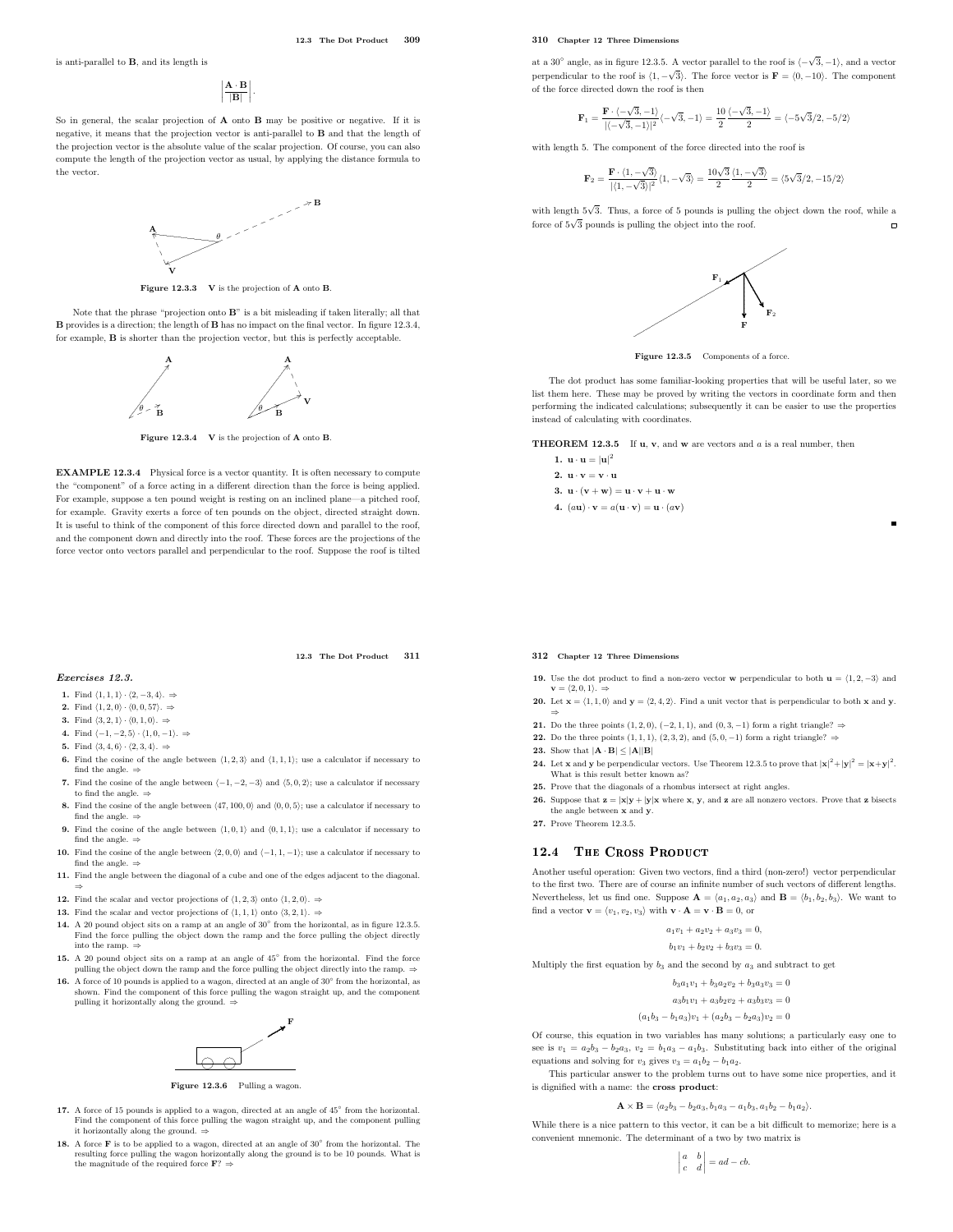is anti-parallel to **B**, and its length is

$$\left|\frac{\mathbf{A}\cdot\mathbf{B}}{|\mathbf{B}|}\right|.$$

So in general, the scalar projection of **A** onto **B** may be positive or negative. If it is negative, it means that the projection vector is anti-parallel to **B** and that the length of the projection vector is the absolute value of the scalar projection. Of course, you can also compute the length of the projection vector as usual, by applying the distance formula to the vector.

**Figure 12.3.3** **V** is the projection of **A** onto **B**.

Note that the phrase "projection onto **B**" is a bit misleading if taken literally; all that **B** provides is a direction; the length of **B** has no impact on the final vector. In figure 12.3.4, for example, **B** is shorter than the projection vector, but this is perfectly acceptable.

**Figure 12.3.4** **V** is the projection of **A** onto **B**.

**EXAMPLE 12.3.4** Physical force is a vector quantity. It is often necessary to compute the "component" of a force acting in a different direction than the force is being applied. For example, suppose a ten pound weight is resting on an inclined plane—a pitched roof, for example. Gravity exerts a force of ten pounds on the object, directed straight down. It is useful to think of the component of this force directed down and parallel to the roof, and the component down and directly into the roof. These forces are the projections of the force vector onto vectors parallel and perpendicular to the roof. Suppose the roof is tilted at a $30^\circ$ angle, as in figure 12.3.5. A vector parallel to the roof is $\langle -\sqrt{3}, -1\rangle$, and a vector perpendicular to the roof is $\langle 1, -\sqrt{3}\rangle$. The force vector is $\mathbf{F} = \langle 0, -10\rangle$. The component of the force directed down the roof is then

$$\mathbf{F}_1 = \frac{\mathbf{F}\cdot\langle -\sqrt{3}, -1\rangle}{|\langle -\sqrt{3}, -1\rangle|^2}\langle -\sqrt{3}, -1\rangle = \frac{10}{2}\frac{\langle -\sqrt{3}, -1\rangle}{2} = \langle -5\sqrt{3}/2, -5/2\rangle$$

with length 5. The component of the force directed into the roof is

$$\mathbf{F}_2 = \frac{\mathbf{F}\cdot\langle 1, -\sqrt{3}\rangle}{|\langle 1, -\sqrt{3}\rangle|^2}\langle 1, -\sqrt{3}\rangle = \frac{10\sqrt{3}}{2}\frac{\langle 1, -\sqrt{3}\rangle}{2} = \langle 5\sqrt{3}/2, -15/2\rangle$$

with length $5\sqrt{3}$. Thus, a force of 5 pounds is pulling the object down the roof, while a force of $5\sqrt{3}$ pounds is pulling the object into the roof. □

**Figure 12.3.5** Components of a force.

The dot product has some familiar-looking properties that will be useful later, so we list them here. These may be proved by writing the vectors in coordinate form and then performing the indicated calculations; subsequently it can be easier to use the properties instead of calculating with coordinates.

**THEOREM 12.3.5** If **u**, **v**, and **w** are vectors and $a$ is a real number, then

1. $\mathbf{u}\cdot\mathbf{u} = |\mathbf{u}|^2$
2. $\mathbf{u}\cdot\mathbf{v} = \mathbf{v}\cdot\mathbf{u}$
3. $\mathbf{u}\cdot(\mathbf{v}+\mathbf{w}) = \mathbf{u}\cdot\mathbf{v} + \mathbf{u}\cdot\mathbf{w}$
4. $(a\mathbf{u})\cdot\mathbf{v} = a(\mathbf{u}\cdot\mathbf{v}) = \mathbf{u}\cdot(a\mathbf{v})$

■

### *Exercises 12.3.*

1. Find $\langle 1,1,1\rangle\cdot\langle 2,-3,4\rangle$. ⇒
2. Find $\langle 1,2,0\rangle\cdot\langle 0,0,57\rangle$. ⇒
3. Find $\langle 3,2,1\rangle\cdot\langle 0,1,0\rangle$. ⇒
4. Find $\langle -1,-2,5\rangle\cdot\langle 1,0,-1\rangle$. ⇒
5. Find $\langle 3,4,6\rangle\cdot\langle 2,3,4\rangle$. ⇒
6. Find the cosine of the angle between $\langle 1,2,3\rangle$ and $\langle 1,1,1\rangle$; use a calculator if necessary to find the angle. ⇒
7. Find the cosine of the angle between $\langle -1,-2,-3\rangle$ and $\langle 5,0,2\rangle$; use a calculator if necessary to find the angle. ⇒
8. Find the cosine of the angle between $\langle 47,100,0\rangle$ and $\langle 0,0,5\rangle$; use a calculator if necessary to find the angle. ⇒
9. Find the cosine of the angle between $\langle 1,0,1\rangle$ and $\langle 0,1,1\rangle$; use a calculator if necessary to find the angle. ⇒
10. Find the cosine of the angle between $\langle 2,0,0\rangle$ and $\langle -1,1,-1\rangle$; use a calculator if necessary to find the angle. ⇒
11. Find the angle between the diagonal of a cube and one of the edges adjacent to the diagonal. ⇒
12. Find the scalar and vector projections of $\langle 1,2,3\rangle$ onto $\langle 1,2,0\rangle$. ⇒
13. Find the scalar and vector projections of $\langle 1,1,1\rangle$ onto $\langle 3,2,1\rangle$. ⇒
14. A 20 pound object sits on a ramp at an angle of $30^\circ$ from the horizontal, as in figure 12.3.5. Find the force pulling the object down the ramp and the force pulling the object directly into the ramp. ⇒
15. A 20 pound object sits on a ramp at an angle of $45^\circ$ from the horizontal. Find the force pulling the object down the ramp and the force pulling the object directly into the ramp. ⇒
16. A force of 10 pounds is applied to a wagon, directed at an angle of $30^\circ$ from the horizontal, as shown. Find the component of this force pulling the wagon straight up, and the component pulling it horizontally along the ground. ⇒

**Figure 12.3.6** Pulling a wagon.

17. A force of 15 pounds is applied to a wagon, directed at an angle of $45^\circ$ from the horizontal. Find the component of this force pulling the wagon straight up, and the component pulling it horizontally along the ground. ⇒
18. A force **F** is to be applied to a wagon, directed at an angle of $30^\circ$ from the horizontal. The resulting force pulling the wagon horizontally along the ground is to be 10 pounds. What is the magnitude of the required force **F**? ⇒
19. Use the dot product to find a non-zero vector **w** perpendicular to both $\mathbf{u} = \langle 1,2,-3\rangle$ and $\mathbf{v} = \langle 2,0,1\rangle$. ⇒
20. Let $\mathbf{x} = \langle 1,1,0\rangle$ and $\mathbf{y} = \langle 2,4,2\rangle$. Find a unit vector that is perpendicular to both **x** and **y**. ⇒
21. Do the three points $(1,2,0)$, $(-2,1,1)$, and $(0,3,-1)$ form a right triangle? ⇒
22. Do the three points $(1,1,1)$, $(2,3,2)$, and $(5,0,-1)$ form a right triangle? ⇒
23. Show that $|\mathbf{A}\cdot\mathbf{B}| \le |\mathbf{A}||\mathbf{B}|$
24. Let **x** and **y** be perpendicular vectors. Use Theorem 12.3.5 to prove that $|\mathbf{x}|^2+|\mathbf{y}|^2 = |\mathbf{x}+\mathbf{y}|^2$. What is this result better known as?
25. Prove that the diagonals of a rhombus intersect at right angles.
26. Suppose that $\mathbf{z} = |\mathbf{x}|\mathbf{y} + |\mathbf{y}|\mathbf{x}$ where **x**, **y**, and **z** are all nonzero vectors. Prove that **z** bisects the angle between **x** and **y**.
27. Prove Theorem 12.3.5.

## 12.4 The Cross Product

Another useful operation: Given two vectors, find a third (non-zero!) vector perpendicular to the first two. There are of course an infinite number of such vectors of different lengths. Nevertheless, let us find one. Suppose $\mathbf{A} = \langle a_1, a_2, a_3\rangle$ and $\mathbf{B} = \langle b_1, b_2, b_3\rangle$. We want to find a vector $\mathbf{v} = \langle v_1, v_2, v_3\rangle$ with $\mathbf{v}\cdot\mathbf{A} = \mathbf{v}\cdot\mathbf{B} = 0$, or

$$a_1v_1 + a_2v_2 + a_3v_3 = 0,$$
$$b_1v_1 + b_2v_2 + b_3v_3 = 0.$$

Multiply the first equation by $b_3$ and the second by $a_3$ and subtract to get

$$b_3a_1v_1 + b_3a_2v_2 + b_3a_3v_3 = 0$$
$$a_3b_1v_1 + a_3b_2v_2 + a_3b_3v_3 = 0$$
$$(a_1b_3 - b_1a_3)v_1 + (a_2b_3 - b_2a_3)v_2 = 0$$

Of course, this equation in two variables has many solutions; a particularly easy one to see is $v_1 = a_2b_3 - b_2a_3$, $v_2 = b_1a_3 - a_1b_3$. Substituting back into either of the original equations and solving for $v_3$ gives $v_3 = a_1b_2 - b_1a_2$.

This particular answer to the problem turns out to have some nice properties, and it is dignified with a name: the **cross product**:

$$\mathbf{A}\times\mathbf{B} = \langle a_2b_3 - b_2a_3, b_1a_3 - a_1b_3, a_1b_2 - b_1a_2\rangle.$$

While there is a nice pattern to this vector, it can be a bit difficult to memorize; here is a convenient mnemonic. The determinant of a two by two matrix is

$$\begin{vmatrix} a & b \\ c & d \end{vmatrix} = ad - cb.$$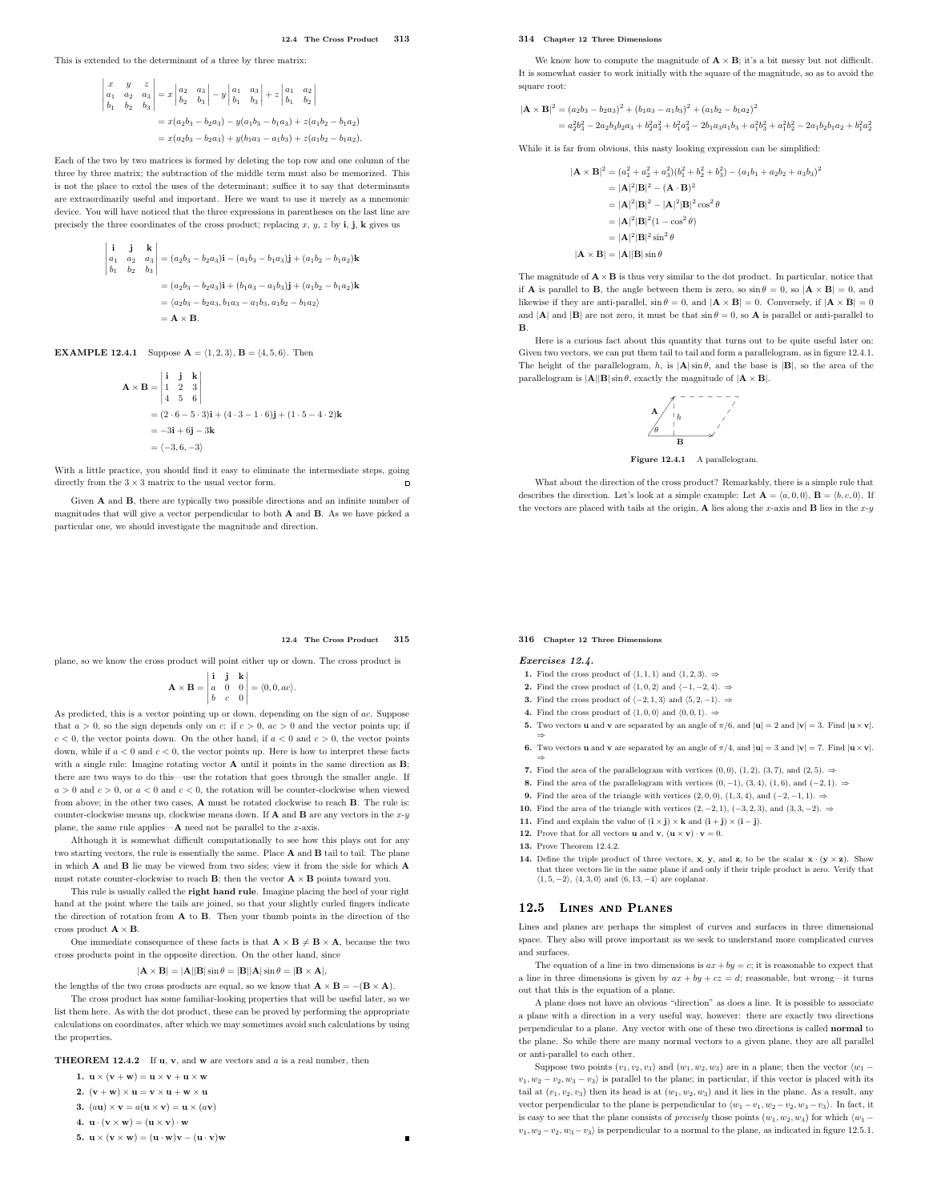This is extended to the determinant of a three by three matrix:

$$\begin{vmatrix} x & y & z \\ a_1 & a_2 & a_3 \\ b_1 & b_2 & b_3 \end{vmatrix} = x\begin{vmatrix} a_2 & a_3 \\ b_2 & b_3 \end{vmatrix} - y\begin{vmatrix} a_1 & a_3 \\ b_1 & b_3 \end{vmatrix} + z\begin{vmatrix} a_1 & a_2 \\ b_1 & b_2 \end{vmatrix}$$

$$= x(a_2b_3 - b_2a_3) - y(a_1b_3 - b_1a_3) + z(a_1b_2 - b_1a_2)$$

$$= x(a_2b_3 - b_2a_3) + y(b_1a_3 - a_1b_3) + z(a_1b_2 - b_1a_2).$$

Each of the two by two matrices is formed by deleting the top row and one column of the three by three matrix; the subtraction of the middle term must also be memorized. This is not the place to extol the uses of the determinant; suffice it to say that determinants are extraordinarily useful and important. Here we want to use it merely as a mnemonic device. You will have noticed that the three expressions in parentheses on the last line are precisely the three coordinates of the cross product; replacing $x$, $y$, $z$ by $\mathbf{i}$, $\mathbf{j}$, $\mathbf{k}$ gives us

$$\begin{vmatrix} \mathbf{i} & \mathbf{j} & \mathbf{k} \\ a_1 & a_2 & a_3 \\ b_1 & b_2 & b_3 \end{vmatrix} = (a_2b_3 - b_2a_3)\mathbf{i} - (a_1b_3 - b_1a_3)\mathbf{j} + (a_1b_2 - b_1a_2)\mathbf{k}$$

$$= (a_2b_3 - b_2a_3)\mathbf{i} + (b_1a_3 - a_1b_3)\mathbf{j} + (a_1b_2 - b_1a_2)\mathbf{k}$$

$$= \langle a_2b_3 - b_2a_3, b_1a_3 - a_1b_3, a_1b_2 - b_1a_2\rangle$$

$$= \mathbf{A} \times \mathbf{B}.$$

**EXAMPLE 12.4.1** Suppose $\mathbf{A} = \langle 1, 2, 3\rangle$, $\mathbf{B} = \langle 4, 5, 6\rangle$. Then

$$\mathbf{A} \times \mathbf{B} = \begin{vmatrix} \mathbf{i} & \mathbf{j} & \mathbf{k} \\ 1 & 2 & 3 \\ 4 & 5 & 6 \end{vmatrix}$$

$$= (2 \cdot 6 - 5 \cdot 3)\mathbf{i} + (4 \cdot 3 - 1 \cdot 6)\mathbf{j} + (1 \cdot 5 - 4 \cdot 2)\mathbf{k}$$

$$= -3\mathbf{i} + 6\mathbf{j} - 3\mathbf{k}$$

$$= \langle -3, 6, -3\rangle$$

With a little practice, you should find it easy to eliminate the intermediate steps, going directly from the $3 \times 3$ matrix to the usual vector form.

Given $\mathbf{A}$ and $\mathbf{B}$, there are typically two possible directions and an infinite number of magnitudes that will give a vector perpendicular to both $\mathbf{A}$ and $\mathbf{B}$. As we have picked a particular one, we should investigate the magnitude and direction.

We know how to compute the magnitude of $\mathbf{A} \times \mathbf{B}$; it's a bit messy but not difficult. It is somewhat easier to work initially with the square of the magnitude, so as to avoid the square root:

$$|\mathbf{A} \times \mathbf{B}|^2 = (a_2b_3 - b_2a_3)^2 + (b_1a_3 - a_1b_3)^2 + (a_1b_2 - b_1a_2)^2$$

$$= a_2^2b_3^2 - 2a_2b_3b_2a_3 + b_2^2a_3^2 + b_1^2a_3^2 - 2b_1a_3a_1b_3 + a_1^2b_3^2 + a_1^2b_2^2 - 2a_1b_2b_1a_2 + b_1^2a_2^2$$

While it is far from obvious, this nasty looking expression can be simplified:

$$|\mathbf{A} \times \mathbf{B}|^2 = (a_1^2 + a_2^2 + a_3^2)(b_1^2 + b_2^2 + b_3^2) - (a_1b_1 + a_2b_2 + a_3b_3)^2$$

$$= |\mathbf{A}|^2|\mathbf{B}|^2 - (\mathbf{A} \cdot \mathbf{B})^2$$

$$= |\mathbf{A}|^2|\mathbf{B}|^2 - |\mathbf{A}|^2|\mathbf{B}|^2 \cos^2\theta$$

$$= |\mathbf{A}|^2|\mathbf{B}|^2(1 - \cos^2\theta)$$

$$= |\mathbf{A}|^2|\mathbf{B}|^2 \sin^2\theta$$

$$|\mathbf{A} \times \mathbf{B}| = |\mathbf{A}||\mathbf{B}| \sin\theta$$

The magnitude of $\mathbf{A} \times \mathbf{B}$ is thus very similar to the dot product. In particular, notice that if $\mathbf{A}$ is parallel to $\mathbf{B}$, the angle between them is zero, so $\sin\theta = 0$, so $|\mathbf{A} \times \mathbf{B}| = 0$, and likewise if they are anti-parallel, $\sin\theta = 0$, and $|\mathbf{A} \times \mathbf{B}| = 0$. Conversely, if $|\mathbf{A} \times \mathbf{B}| = 0$ and $|\mathbf{A}|$ and $|\mathbf{B}|$ are not zero, it must be that $\sin\theta = 0$, so $\mathbf{A}$ is parallel or anti-parallel to $\mathbf{B}$.

Here is a curious fact about this quantity that turns out to be quite useful later on: Given two vectors, we can put them tail to tail and form a parallelogram, as in figure 12.4.1. The height of the parallelogram, $h$, is $|\mathbf{A}| \sin\theta$, and the base is $|\mathbf{B}|$, so the area of the parallelogram is $|\mathbf{A}||\mathbf{B}| \sin\theta$, exactly the magnitude of $|\mathbf{A} \times \mathbf{B}|$.

**Figure 12.4.1** A parallelogram.

What about the direction of the cross product? Remarkably, there is a simple rule that describes the direction. Let's look at a simple example: Let $\mathbf{A} = \langle a, 0, 0\rangle$, $\mathbf{B} = \langle b, c, 0\rangle$. If the vectors are placed with tails at the origin, $\mathbf{A}$ lies along the $x$-axis and $\mathbf{B}$ lies in the $x$-$y$ plane, so we know the cross product will point either up or down. The cross product is

$$\mathbf{A} \times \mathbf{B} = \begin{vmatrix} \mathbf{i} & \mathbf{j} & \mathbf{k} \\ a & 0 & 0 \\ b & c & 0 \end{vmatrix} = \langle 0, 0, ac\rangle.$$

As predicted, this is a vector pointing up or down, depending on the sign of $ac$. Suppose that $a > 0$, so the sign depends only on $c$: if $c > 0$, $ac > 0$ and the vector points up; if $c < 0$, the vector points down. On the other hand, if $a < 0$ and $c > 0$, the vector points down, while if $a < 0$ and $c < 0$, the vector points up. Here is how to interpret these facts with a single rule: Imagine rotating vector $\mathbf{A}$ until it points in the same direction as $\mathbf{B}$; there are two ways to do this—use the rotation that goes through the smaller angle. If $a > 0$ and $c > 0$, or $a < 0$ and $c < 0$, the rotation will be counter-clockwise when viewed from above; in the other two cases, $\mathbf{A}$ must be rotated clockwise to reach $\mathbf{B}$. The rule is: counter-clockwise means up, clockwise means down. If $\mathbf{A}$ and $\mathbf{B}$ are any vectors in the $x$-$y$ plane, the same rule applies—$\mathbf{A}$ need not be parallel to the $x$-axis.

Although it is somewhat difficult computationally to see how this plays out for any two starting vectors, the rule is essentially the same. Place $\mathbf{A}$ and $\mathbf{B}$ tail to tail. The plane in which $\mathbf{A}$ and $\mathbf{B}$ lie may be viewed from two sides; view it from the side for which $\mathbf{A}$ must rotate counter-clockwise to reach $\mathbf{B}$; then the vector $\mathbf{A} \times \mathbf{B}$ points toward you.

This rule is usually called the **right hand rule**. Imagine placing the heel of your right hand at the point where the tails are joined, so that your slightly curled fingers indicate the direction of rotation from $\mathbf{A}$ to $\mathbf{B}$. Then your thumb points in the direction of the cross product $\mathbf{A} \times \mathbf{B}$.

One immediate consequence of these facts is that $\mathbf{A} \times \mathbf{B} \neq \mathbf{B} \times \mathbf{A}$, because the two cross products point in the opposite direction. On the other hand, since

$$|\mathbf{A} \times \mathbf{B}| = |\mathbf{A}||\mathbf{B}| \sin\theta = |\mathbf{B}||\mathbf{A}| \sin\theta = |\mathbf{B} \times \mathbf{A}|,$$

the lengths of the two cross products are equal, so we know that $\mathbf{A} \times \mathbf{B} = -(\mathbf{B} \times \mathbf{A})$.

The cross product has some familiar-looking properties that will be useful later, so we list them here. As with the dot product, these can be proved by performing the appropriate calculations on coordinates, after which we may sometimes avoid such calculations by using the properties.

**THEOREM 12.4.2** If $\mathbf{u}$, $\mathbf{v}$, and $\mathbf{w}$ are vectors and $a$ is a real number, then

1. $\mathbf{u} \times (\mathbf{v} + \mathbf{w}) = \mathbf{u} \times \mathbf{v} + \mathbf{u} \times \mathbf{w}$
2. $(\mathbf{v} + \mathbf{w}) \times \mathbf{u} = \mathbf{v} \times \mathbf{u} + \mathbf{w} \times \mathbf{u}$
3. $(a\mathbf{u}) \times \mathbf{v} = a(\mathbf{u} \times \mathbf{v}) = \mathbf{u} \times (a\mathbf{v})$
4. $\mathbf{u} \cdot (\mathbf{v} \times \mathbf{w}) = (\mathbf{u} \times \mathbf{v}) \cdot \mathbf{w}$
5. $\mathbf{u} \times (\mathbf{v} \times \mathbf{w}) = (\mathbf{u} \cdot \mathbf{w})\mathbf{v} - (\mathbf{u} \cdot \mathbf{v})\mathbf{w}$

## *Exercises 12.4.*

1. Find the cross product of $\langle 1, 1, 1\rangle$ and $\langle 1, 2, 3\rangle$. ⇒
2. Find the cross product of $\langle 1, 0, 2\rangle$ and $\langle -1, -2, 4\rangle$. ⇒
3. Find the cross product of $\langle -2, 1, 3\rangle$ and $\langle 5, 2, -1\rangle$. ⇒
4. Find the cross product of $\langle 1, 0, 0\rangle$ and $\langle 0, 0, 1\rangle$. ⇒
5. Two vectors $\mathbf{u}$ and $\mathbf{v}$ are separated by an angle of $\pi/6$, and $|\mathbf{u}| = 2$ and $|\mathbf{v}| = 3$. Find $|\mathbf{u} \times \mathbf{v}|$. ⇒
6. Two vectors $\mathbf{u}$ and $\mathbf{v}$ are separated by an angle of $\pi/4$, and $|\mathbf{u}| = 3$ and $|\mathbf{v}| = 7$. Find $|\mathbf{u} \times \mathbf{v}|$. ⇒
7. Find the area of the parallelogram with vertices $(0, 0)$, $(1, 2)$, $(3, 7)$, and $(2, 5)$. ⇒
8. Find the area of the parallelogram with vertices $(0, -1)$, $(3, 4)$, $(1, 6)$, and $(-2, 1)$. ⇒
9. Find the area of the triangle with vertices $(2, 0, 0)$, $(1, 3, 4)$, and $(-2, -1, 1)$. ⇒
10. Find the area of the triangle with vertices $(2, -2, 1)$, $(-3, 2, 3)$, and $(3, 3, -2)$. ⇒
11. Find and explain the value of $(\mathbf{i} \times \mathbf{j}) \times \mathbf{k}$ and $(\mathbf{i} + \mathbf{j}) \times (\mathbf{i} - \mathbf{j})$.
12. Prove that for all vectors $\mathbf{u}$ and $\mathbf{v}$, $(\mathbf{u} \times \mathbf{v}) \cdot \mathbf{v} = 0$.
13. Prove Theorem 12.4.2.
14. Define the triple product of three vectors, $\mathbf{x}$, $\mathbf{y}$, and $\mathbf{z}$, to be the scalar $\mathbf{x} \cdot (\mathbf{y} \times \mathbf{z})$. Show that three vectors lie in the same plane if and only if their triple product is zero. Verify that $\langle 1, 5, -2\rangle$, $\langle 4, 3, 0\rangle$ and $\langle 6, 13, -4\rangle$ are coplanar.

## 12.5 Lines and Planes

Lines and planes are perhaps the simplest of curves and surfaces in three dimensional space. They also will prove important as we seek to understand more complicated curves and surfaces.

The equation of a line in two dimensions is $ax + by = c$; it is reasonable to expect that a line in three dimensions is given by $ax + by + cz = d$; reasonable, but wrong—it turns out that this is the equation of a plane.

A plane does not have an obvious "direction" as does a line. It is possible to associate a plane with a direction in a very useful way, however: there are exactly two directions perpendicular to a plane. Any vector with one of these two directions is called **normal** to the plane. So while there are many normal vectors to a given plane, they are all parallel or anti-parallel to each other.

Suppose two points $(v_1, v_2, v_3)$ and $(w_1, w_2, w_3)$ are in a plane; then the vector $\langle w_1 - v_1, w_2 - v_2, w_3 - v_3\rangle$ is parallel to the plane; in particular, if this vector is placed with its tail at $(v_1, v_2, v_3)$ then its head is at $(w_1, w_2, w_3)$ and it lies in the plane. As a result, any vector perpendicular to the plane is perpendicular to $\langle w_1 - v_1, w_2 - v_2, w_3 - v_3\rangle$. In fact, it is easy to see that the plane consists of *precisely* those points $(w_1, w_2, w_3)$ for which $\langle w_1 - v_1, w_2 - v_2, w_3 - v_3\rangle$ is perpendicular to a normal to the plane, as indicated in figure 12.5.1.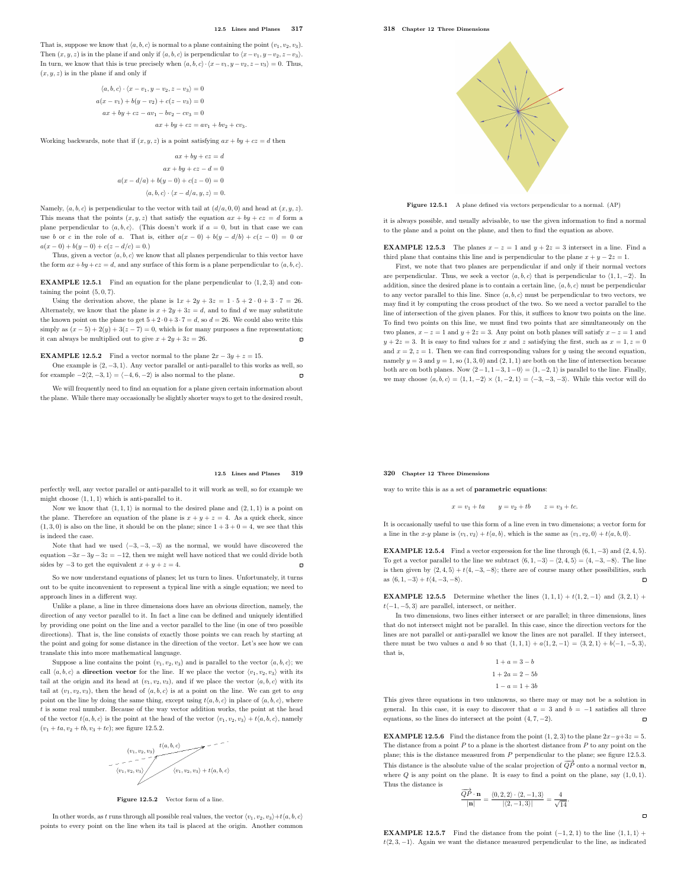That is, suppose we know that $\langle a,b,c\rangle$ is normal to a plane containing the point $(v_1,v_2,v_3)$. Then $(x,y,z)$ is in the plane if and only if $\langle a,b,c\rangle$ is perpendicular to $\langle x-v_1, y-v_2, z-v_3\rangle$. In turn, we know that this is true precisely when $\langle a,b,c\rangle\cdot\langle x-v_1,y-v_2,z-v_3\rangle = 0$. Thus, $(x,y,z)$ is in the plane if and only if

$$\begin{aligned}
\langle a,b,c\rangle\cdot\langle x-v_1,y-v_2,z-v_3\rangle &= 0\\
a(x-v_1)+b(y-v_2)+c(z-v_3) &= 0\\
ax+by+cz-av_1-bv_2-cv_3 &= 0\\
ax+by+cz &= av_1+bv_2+cv_3.
\end{aligned}$$

Working backwards, note that if $(x,y,z)$ is a point satisfying $ax+by+cz=d$ then

$$\begin{aligned}
ax+by+cz &= d\\
ax+by+cz-d &= 0\\
a(x-d/a)+b(y-0)+c(z-0) &= 0\\
\langle a,b,c\rangle\cdot\langle x-d/a,y,z\rangle &= 0.
\end{aligned}$$

Namely, $\langle a,b,c\rangle$ is perpendicular to the vector with tail at $(d/a,0,0)$ and head at $(x,y,z)$. This means that the points $(x,y,z)$ that satisfy the equation $ax+by+cz=d$ form a plane perpendicular to $\langle a,b,c\rangle$. (This doesn't work if $a=0$, but in that case we can use $b$ or $c$ in the role of $a$. That is, either $a(x-0)+b(y-d/b)+c(z-0)=0$ or $a(x-0)+b(y-0)+c(z-d/c)=0$.)

Thus, given a vector $\langle a,b,c\rangle$ we know that all planes perpendicular to this vector have the form $ax+by+cz=d$, and any surface of this form is a plane perpendicular to $\langle a,b,c\rangle$.

**EXAMPLE 12.5.1** Find an equation for the plane perpendicular to $\langle 1,2,3\rangle$ and containing the point $(5,0,7)$.

Using the derivation above, the plane is $1x+2y+3z = 1\cdot 5+2\cdot 0+3\cdot 7 = 26$. Alternately, we know that the plane is $x+2y+3z=d$, and to find $d$ we may substitute the known point on the plane to get $5+2\cdot 0+3\cdot 7=d$, so $d=26$. We could also write this simply as $(x-5)+2(y)+3(z-7)=0$, which is for many purposes a fine representation; it can always be multiplied out to give $x+2y+3z=26$.

**EXAMPLE 12.5.2** Find a vector normal to the plane $2x-3y+z=15$.

One example is $\langle 2,-3,1\rangle$. Any vector parallel or anti-parallel to this works as well, so for example $-2\langle 2,-3,1\rangle = \langle -4,6,-2\rangle$ is also normal to the plane.

We will frequently need to find an equation for a plane given certain information about the plane. While there may occasionally be slightly shorter ways to get to the desired result, it is always possible, and usually advisable, to use the given information to find a normal to the plane and a point on the plane, and then to find the equation as above.

Figure 12.5.1 A plane defined via vectors perpendicular to a normal. (AP)

**EXAMPLE 12.5.3** The planes $x-z=1$ and $y+2z=3$ intersect in a line. Find a third plane that contains this line and is perpendicular to the plane $x+y-2z=1$.

First, we note that two planes are perpendicular if and only if their normal vectors are perpendicular. Thus, we seek a vector $\langle a,b,c\rangle$ that is perpendicular to $\langle 1,1,-2\rangle$. In addition, since the desired plane is to contain a certain line, $\langle a,b,c\rangle$ must be perpendicular to any vector parallel to this line. Since $\langle a,b,c\rangle$ must be perpendicular to two vectors, we may find it by computing the cross product of the two. So we need a vector parallel to the line of intersection of the given planes. For this, it suffices to know two points on the line. To find two points on this line, we must find two points that are simultaneously on the two planes, $x-z=1$ and $y+2z=3$. Any point on both planes will satisfy $x-z=1$ and $y+2z=3$. It is easy to find values for $x$ and $z$ satisfying the first, such as $x=1, z=0$ and $x=2, z=1$. Then we can find corresponding values for $y$ using the second equation, namely $y=3$ and $y=1$, so $(1,3,0)$ and $(2,1,1)$ are both on the line of intersection because both are on both planes. Now $\langle 2-1, 1-3, 1-0\rangle = \langle 1,-2,1\rangle$ is parallel to the line. Finally, we may choose $\langle a,b,c\rangle = \langle 1,1,-2\rangle\times\langle 1,-2,1\rangle = \langle -3,-3,-3\rangle$. While this vector will do perfectly well, any vector parallel or anti-parallel to it will work as well, so for example we might choose $\langle 1,1,1\rangle$ which is anti-parallel to it.

Now we know that $\langle 1,1,1\rangle$ is normal to the desired plane and $(2,1,1)$ is a point on the plane. Therefore an equation of the plane is $x+y+z=4$. As a quick check, since $(1,3,0)$ is also on the line, it should be on the plane; since $1+3+0=4$, we see that this is indeed the case.

Note that had we used $\langle -3,-3,-3\rangle$ as the normal, we would have discovered the equation $-3x-3y-3z=-12$, then we might well have noticed that we could divide both sides by $-3$ to get the equivalent $x+y+z=4$.

So we now understand equations of planes; let us turn to lines. Unfortunately, it turns out to be quite inconvenient to represent a typical line with a single equation; we need to approach lines in a different way.

Unlike a plane, a line in three dimensions does have an obvious direction, namely, the direction of any vector parallel to it. In fact a line can be defined and uniquely identified by providing one point on the line and a vector parallel to the line (in one of two possible directions). That is, the line consists of exactly those points we can reach by starting at the point and going for some distance in the direction of the vector. Let's see how we can translate this into more mathematical language.

Suppose a line contains the point $(v_1,v_2,v_3)$ and is parallel to the vector $\langle a,b,c\rangle$; we call $\langle a,b,c\rangle$ a **direction vector** for the line. If we place the vector $\langle v_1,v_2,v_3\rangle$ with its tail at the origin and its head at $(v_1,v_2,v_3)$, and if we place the vector $\langle a,b,c\rangle$ with its tail at $(v_1,v_2,v_3)$, then the head of $\langle a,b,c\rangle$ is at a point on the line. We can get to *any* point on the line by doing the same thing, except using $t\langle a,b,c\rangle$ in place of $\langle a,b,c\rangle$, where $t$ is some real number. Because of the way vector addition works, the point at the head of the vector $t\langle a,b,c\rangle$ is the point at the head of the vector $\langle v_1,v_2,v_3\rangle + t\langle a,b,c\rangle$, namely $(v_1+ta, v_2+tb, v_3+tc)$; see figure 12.5.2.

Figure 12.5.2 Vector form of a line.

In other words, as $t$ runs through all possible real values, the vector $\langle v_1,v_2,v_3\rangle + t\langle a,b,c\rangle$ points to every point on the line when its tail is placed at the origin. Another common way to write this is as a set of **parametric equations**:

$$x = v_1+ta \qquad y = v_2+tb \qquad z = v_3+tc.$$

It is occasionally useful to use this form of a line even in two dimensions; a vector form for a line in the $x$-$y$ plane is $\langle v_1,v_2\rangle + t\langle a,b\rangle$, which is the same as $\langle v_1,v_2,0\rangle + t\langle a,b,0\rangle$.

**EXAMPLE 12.5.4** Find a vector expression for the line through $(6,1,-3)$ and $(2,4,5)$. To get a vector parallel to the line we subtract $\langle 6,1,-3\rangle - \langle 2,4,5\rangle = \langle 4,-3,-8\rangle$. The line is then given by $\langle 2,4,5\rangle + t\langle 4,-3,-8\rangle$; there are of course many other possibilities, such as $\langle 6,1,-3\rangle + t\langle 4,-3,-8\rangle$.

**EXAMPLE 12.5.5** Determine whether the lines $\langle 1,1,1\rangle + t\langle 1,2,-1\rangle$ and $\langle 3,2,1\rangle + t\langle -1,-5,3\rangle$ are parallel, intersect, or neither.

In two dimensions, two lines either intersect or are parallel; in three dimensions, lines that do not intersect might not be parallel. In this case, since the direction vectors for the lines are not parallel or anti-parallel we know the lines are not parallel. If they intersect, there must be two values $a$ and $b$ so that $\langle 1,1,1\rangle + a\langle 1,2,-1\rangle = \langle 3,2,1\rangle + b\langle -1,-5,3\rangle$, that is,

$$\begin{aligned}
1+a &= 3-b\\
1+2a &= 2-5b\\
1-a &= 1+3b
\end{aligned}$$

This gives three equations in two unknowns, so there may or may not be a solution in general. In this case, it is easy to discover that $a=3$ and $b=-1$ satisfies all three equations, so the lines do intersect at the point $(4,7,-2)$.

**EXAMPLE 12.5.6** Find the distance from the point $(1,2,3)$ to the plane $2x-y+3z=5$. The distance from a point $P$ to a plane is the shortest distance from $P$ to any point on the plane; this is the distance measured from $P$ perpendicular to the plane; see figure 12.5.3. This distance is the absolute value of the scalar projection of $\overrightarrow{QP}$ onto a normal vector $\mathbf{n}$, where $Q$ is any point on the plane. It is easy to find a point on the plane, say $(1,0,1)$. Thus the distance is

$$\frac{\overrightarrow{QP}\cdot\mathbf{n}}{|\mathbf{n}|} = \frac{\langle 0,2,2\rangle\cdot\langle 2,-1,3\rangle}{|\langle 2,-1,3\rangle|} = \frac{4}{\sqrt{14}}.$$

**EXAMPLE 12.5.7** Find the distance from the point $(-1,2,1)$ to the line $\langle 1,1,1\rangle + t\langle 2,3,-1\rangle$. Again we want the distance measured perpendicular to the line, as indicated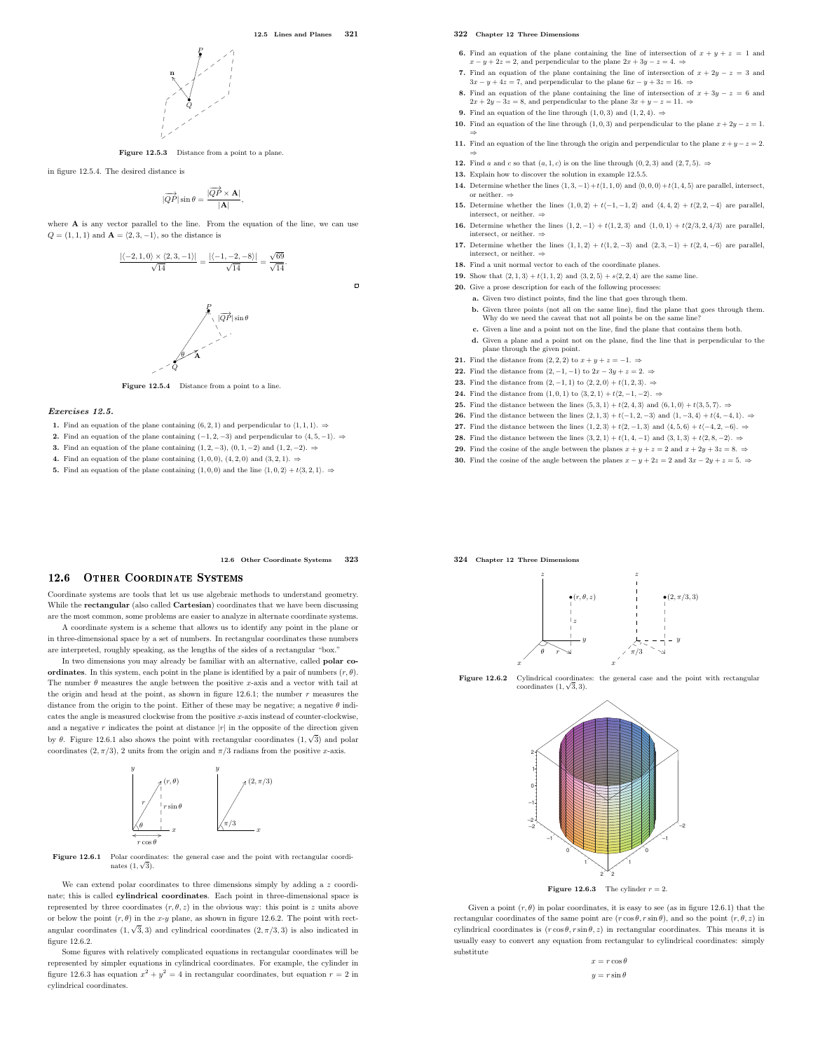Figure 12.5.3 Distance from a point to a plane.

in figure 12.5.4. The desired distance is

$$|\overrightarrow{QP}|\sin\theta = \frac{|\overrightarrow{QP}\times\mathbf{A}|}{|\mathbf{A}|},$$

where $\mathbf{A}$ is any vector parallel to the line. From the equation of the line, we can use $Q = (1,1,1)$ and $\mathbf{A} = \langle 2,3,-1\rangle$, so the distance is

$$\frac{|\langle -2,1,0\rangle\times\langle 2,3,-1\rangle|}{\sqrt{14}} = \frac{|\langle -1,-2,-8\rangle|}{\sqrt{14}} = \frac{\sqrt{69}}{\sqrt{14}}.$$

Figure 12.5.4 Distance from a point to a line.

### *Exercises 12.5.*

**1.** Find an equation of the plane containing $(6,2,1)$ and perpendicular to $\langle 1,1,1\rangle$. ⇒

**2.** Find an equation of the plane containing $(-1,2,-3)$ and perpendicular to $\langle 4,5,-1\rangle$. ⇒

**3.** Find an equation of the plane containing $(1,2,-3)$, $(0,1,-2)$ and $(1,2,-2)$. ⇒

**4.** Find an equation of the plane containing $(1,0,0)$, $(4,2,0)$ and $(3,2,1)$. ⇒

**5.** Find an equation of the plane containing $(1,0,0)$ and the line $\langle 1,0,2\rangle + t\langle 3,2,1\rangle$. ⇒

**6.** Find an equation of the plane containing the line of intersection of $x+y+z=1$ and $x-y+2z=2$, and perpendicular to the plane $2x+3y-z=4$. ⇒

**7.** Find an equation of the plane containing the line of intersection of $x+2y-z=3$ and $3x-y+4z=7$, and perpendicular to the plane $6x-y+3z=16$. ⇒

**8.** Find an equation of the plane containing the line of intersection of $x+3y-z=6$ and $2x+2y-3z=8$, and perpendicular to the plane $3x+y-z=11$. ⇒

**9.** Find an equation of the line through $(1,0,3)$ and $(1,2,4)$. ⇒

**10.** Find an equation of the line through $(1,0,3)$ and perpendicular to the plane $x+2y-z=1$. ⇒

**11.** Find an equation of the line through the origin and perpendicular to the plane $x+y-z=2$. ⇒

**12.** Find $a$ and $c$ so that $(a,1,c)$ is on the line through $(0,2,3)$ and $(2,7,5)$. ⇒

**13.** Explain how to discover the solution in example 12.5.5.

**14.** Determine whether the lines $\langle 1,3,-1\rangle + t\langle 1,1,0\rangle$ and $\langle 0,0,0\rangle + t\langle 1,4,5\rangle$ are parallel, intersect, or neither. ⇒

**15.** Determine whether the lines $\langle 1,0,2\rangle + t\langle -1,-1,2\rangle$ and $\langle 4,4,2\rangle + t\langle 2,2,-4\rangle$ are parallel, intersect, or neither. ⇒

**16.** Determine whether the lines $\langle 1,2,-1\rangle + t\langle 1,2,3\rangle$ and $\langle 1,0,1\rangle + t\langle 2/3,2,4/3\rangle$ are parallel, intersect, or neither. ⇒

**17.** Determine whether the lines $\langle 1,1,2\rangle + t\langle 1,2,-3\rangle$ and $\langle 2,3,-1\rangle + t\langle 2,4,-6\rangle$ are parallel, intersect, or neither. ⇒

**18.** Find a unit normal vector to each of the coordinate planes.

**19.** Show that $\langle 2,1,3\rangle + t\langle 1,1,2\rangle$ and $\langle 3,2,5\rangle + s\langle 2,2,4\rangle$ are the same line.

**20.** Give a prose description for each of the following processes:

- **a.** Given two distinct points, find the line that goes through them.
- **b.** Given three points (not all on the same line), find the plane that goes through them. Why do we need the caveat that not all points be on the same line?
- **c.** Given a line and a point not on the line, find the plane that contains them both.
- **d.** Given a plane and a point not on the plane, find the line that is perpendicular to the plane through the given point.

**21.** Find the distance from $(2,2,2)$ to $x+y+z=-1$. ⇒

**22.** Find the distance from $(2,-1,-1)$ to $2x-3y+z=2$. ⇒

**23.** Find the distance from $(2,-1,1)$ to $\langle 2,2,0\rangle + t\langle 1,2,3\rangle$. ⇒

**24.** Find the distance from $(1,0,1)$ to $\langle 3,2,1\rangle + t\langle 2,-1,-2\rangle$. ⇒

**25.** Find the distance between the lines $\langle 5,3,1\rangle + t\langle 2,4,3\rangle$ and $\langle 6,1,0\rangle + t\langle 3,5,7\rangle$. ⇒

**26.** Find the distance between the lines $\langle 2,1,3\rangle + t\langle -1,2,-3\rangle$ and $\langle 1,-3,4\rangle + t\langle 4,-4,1\rangle$. ⇒

**27.** Find the distance between the lines $\langle 1,2,3\rangle + t\langle 2,-1,3\rangle$ and $\langle 4,5,6\rangle + t\langle -4,2,-6\rangle$. ⇒

**28.** Find the distance between the lines $\langle 3,2,1\rangle + t\langle 1,4,-1\rangle$ and $\langle 3,1,3\rangle + t\langle 2,8,-2\rangle$. ⇒

**29.** Find the cosine of the angle between the planes $x+y+z=2$ and $x+2y+3z=8$. ⇒

**30.** Find the cosine of the angle between the planes $x-y+2z=2$ and $3x-2y+z=5$. ⇒

## 12.6 Other Coordinate Systems

Coordinate systems are tools that let us use algebraic methods to understand geometry. While the **rectangular** (also called **Cartesian**) coordinates that we have been discussing are the most common, some problems are easier to analyze in alternate coordinate systems.

A coordinate system is a scheme that allows us to identify any point in the plane or in three-dimensional space by a set of numbers. In rectangular coordinates these numbers are interpreted, roughly speaking, as the lengths of the sides of a rectangular "box."

In two dimensions you may already be familiar with an alternative, called **polar coordinates**. In this system, each point in the plane is identified by a pair of numbers $(r,\theta)$. The number $\theta$ measures the angle between the positive $x$-axis and a vector with tail at the origin and head at the point, as shown in figure 12.6.1; the number $r$ measures the distance from the origin to the point. Either of these may be negative; a negative $\theta$ indicates the angle is measured clockwise from the positive $x$-axis instead of counter-clockwise, and a negative $r$ indicates the point at distance $|r|$ in the opposite of the direction given by $\theta$. Figure 12.6.1 also shows the point with rectangular coordinates $(1,\sqrt{3})$ and polar coordinates $(2,\pi/3)$, 2 units from the origin and $\pi/3$ radians from the positive $x$-axis.

Figure 12.6.1 Polar coordinates: the general case and the point with rectangular coordinates $(1,\sqrt{3})$.

We can extend polar coordinates to three dimensions simply by adding a $z$ coordinate; this is called **cylindrical coordinates**. Each point in three-dimensional space is represented by three coordinates $(r,\theta,z)$ in the obvious way: this point is $z$ units above or below the point $(r,\theta)$ in the $x$-$y$ plane, as shown in figure 12.6.2. The point with rectangular coordinates $(1,\sqrt{3},3)$ and cylindrical coordinates $(2,\pi/3,3)$ is also indicated in figure 12.6.2.

Some figures with relatively complicated equations in rectangular coordinates will be represented by simpler equations in cylindrical coordinates. For example, the cylinder in figure 12.6.3 has equation $x^2+y^2=4$ in rectangular coordinates, but equation $r=2$ in cylindrical coordinates.

Figure 12.6.2 Cylindrical coordinates: the general case and the point with rectangular coordinates $(1,\sqrt{3},3)$.

Figure 12.6.3 The cylinder $r=2$.

Given a point $(r,\theta)$ in polar coordinates, it is easy to see (as in figure 12.6.1) that the rectangular coordinates of the same point are $(r\cos\theta, r\sin\theta)$, and so the point $(r,\theta,z)$ in cylindrical coordinates is $(r\cos\theta, r\sin\theta, z)$ in rectangular coordinates. This means it is usually easy to convert any equation from rectangular to cylindrical coordinates: simply substitute

$$x = r\cos\theta$$
$$y = r\sin\theta$$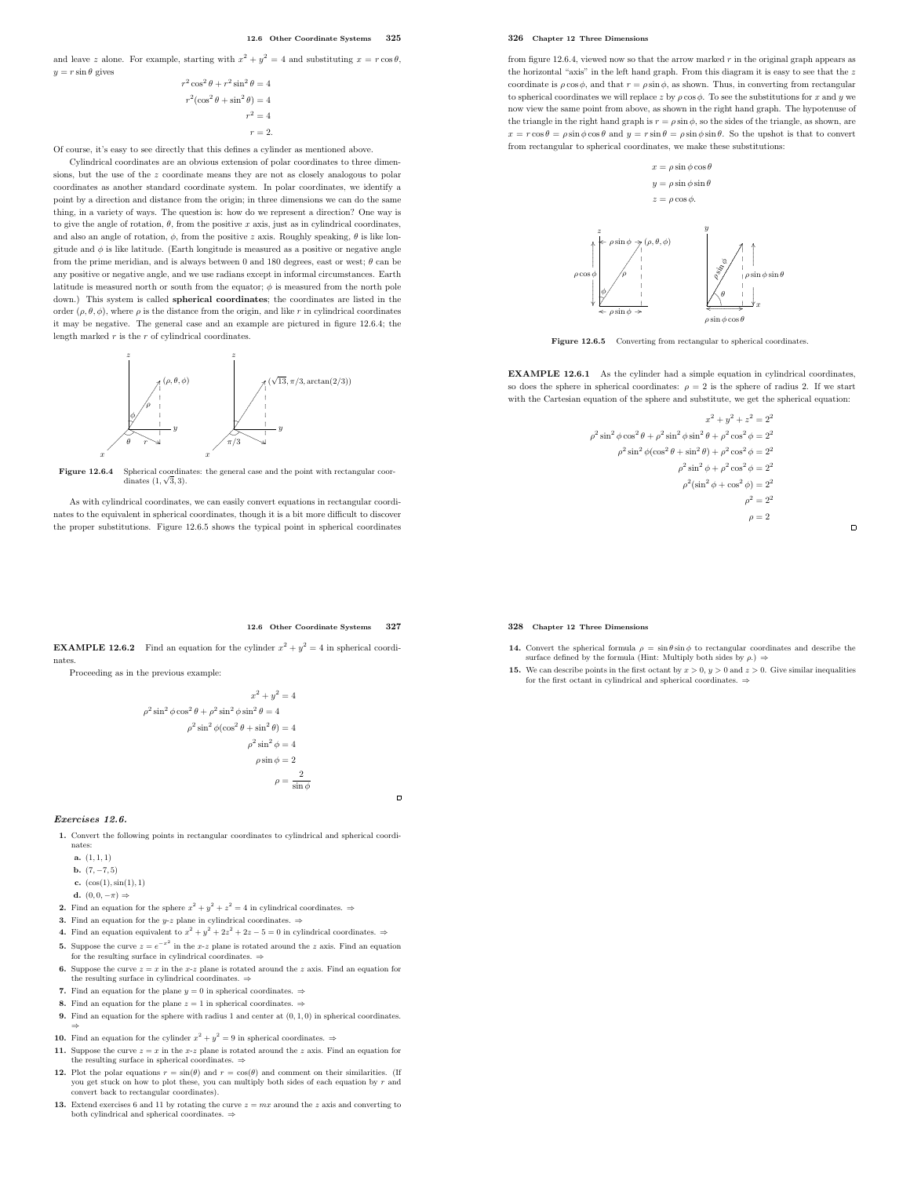and leave $z$ alone. For example, starting with $x^2 + y^2 = 4$ and substituting $x = r\cos\theta$, $y = r\sin\theta$ gives

$$r^2\cos^2\theta + r^2\sin^2\theta = 4$$
$$r^2(\cos^2\theta + \sin^2\theta) = 4$$
$$r^2 = 4$$
$$r = 2.$$

Of course, it's easy to see directly that this defines a cylinder as mentioned above.

Cylindrical coordinates are an obvious extension of polar coordinates to three dimensions, but the use of the $z$ coordinate means they are not as closely analogous to polar coordinates as another standard coordinate system. In polar coordinates, we identify a point by a direction and distance from the origin; in three dimensions we can do the same thing, in a variety of ways. The question is: how do we represent a direction? One way is to give the angle of rotation, $\theta$, from the positive $x$ axis, just as in cylindrical coordinates, and also an angle of rotation, $\phi$, from the positive $z$ axis. Roughly speaking, $\theta$ is like longitude and $\phi$ is like latitude. (Earth longitude is measured as a positive or negative angle from the prime meridian, and is always between 0 and 180 degrees, east or west; $\theta$ can be any positive or negative angle, and we use radians except in informal circumstances. Earth latitude is measured north or south from the equator; $\phi$ is measured from the north pole down.) This system is called **spherical coordinates**; the coordinates are listed in the order $(\rho, \theta, \phi)$, where $\rho$ is the distance from the origin, and like $r$ in cylindrical coordinates it may be negative. The general case and an example are pictured in figure 12.6.4; the length marked $r$ is the $r$ of cylindrical coordinates.

Figure 12.6.4 Spherical coordinates: the general case and the point with rectangular coordinates $(1, \sqrt{3}, 3)$.

As with cylindrical coordinates, we can easily convert equations in rectangular coordinates to the equivalent in spherical coordinates, though it is a bit more difficult to discover the proper substitutions. Figure 12.6.5 shows the typical point in spherical coordinates from figure 12.6.4, viewed now so that the arrow marked $r$ in the original graph appears as the horizontal "axis" in the left hand graph. From this diagram it is easy to see that the $z$ coordinate is $\rho\cos\phi$, and that $r = \rho\sin\phi$, as shown. Thus, in converting from rectangular to spherical coordinates we will replace $z$ by $\rho\cos\phi$. To see the substitutions for $x$ and $y$ we now view the same point from above, as shown in the right hand graph. The hypotenuse of the triangle in the right hand graph is $r = \rho\sin\phi$, so the sides of the triangle, as shown, are $x = r\cos\theta = \rho\sin\phi\cos\theta$ and $y = r\sin\theta = \rho\sin\phi\sin\theta$. So the upshot is that to convert from rectangular to spherical coordinates, we make these substitutions:

$$x = \rho\sin\phi\cos\theta$$
$$y = \rho\sin\phi\sin\theta$$
$$z = \rho\cos\phi.$$

Figure 12.6.5 Converting from rectangular to spherical coordinates.

**EXAMPLE 12.6.1** As the cylinder had a simple equation in cylindrical coordinates, so does the sphere in spherical coordinates: $\rho = 2$ is the sphere of radius 2. If we start with the Cartesian equation of the sphere and substitute, we get the spherical equation:

$$x^2 + y^2 + z^2 = 2^2$$
$$\rho^2\sin^2\phi\cos^2\theta + \rho^2\sin^2\phi\sin^2\theta + \rho^2\cos^2\phi = 2^2$$
$$\rho^2\sin^2\phi(\cos^2\theta + \sin^2\theta) + \rho^2\cos^2\phi = 2^2$$
$$\rho^2\sin^2\phi + \rho^2\cos^2\phi = 2^2$$
$$\rho^2(\sin^2\phi + \cos^2\phi) = 2^2$$
$$\rho^2 = 2^2$$
$$\rho = 2$$

**EXAMPLE 12.6.2** Find an equation for the cylinder $x^2 + y^2 = 4$ in spherical coordinates.

Proceeding as in the previous example:

$$x^2 + y^2 = 4$$
$$\rho^2\sin^2\phi\cos^2\theta + \rho^2\sin^2\phi\sin^2\theta = 4$$
$$\rho^2\sin^2\phi(\cos^2\theta + \sin^2\theta) = 4$$
$$\rho^2\sin^2\phi = 4$$
$$\rho\sin\phi = 2$$
$$\rho = \frac{2}{\sin\phi}$$

### *Exercises 12.6.*

**1.** Convert the following points in rectangular coordinates to cylindrical and spherical coordinates:

**a.** $(1, 1, 1)$

**b.** $(7, -7, 5)$

**c.** $(\cos(1), \sin(1), 1)$

**d.** $(0, 0, -\pi)$ ⇒

**2.** Find an equation for the sphere $x^2 + y^2 + z^2 = 4$ in cylindrical coordinates. ⇒

**3.** Find an equation for the $y$-$z$ plane in cylindrical coordinates. ⇒

**4.** Find an equation equivalent to $x^2 + y^2 + 2z^2 + 2z - 5 = 0$ in cylindrical coordinates. ⇒

**5.** Suppose the curve $z = e^{-x^2}$ in the $x$-$z$ plane is rotated around the $z$ axis. Find an equation for the resulting surface in cylindrical coordinates. ⇒

**6.** Suppose the curve $z = x$ in the $x$-$z$ plane is rotated around the $z$ axis. Find an equation for the resulting surface in cylindrical coordinates. ⇒

**7.** Find an equation for the plane $y = 0$ in spherical coordinates. ⇒

**8.** Find an equation for the plane $z = 1$ in spherical coordinates. ⇒

**9.** Find an equation for the sphere with radius 1 and center at $(0, 1, 0)$ in spherical coordinates. ⇒

**10.** Find an equation for the cylinder $x^2 + y^2 = 9$ in spherical coordinates. ⇒

**11.** Suppose the curve $z = x$ in the $x$-$z$ plane is rotated around the $z$ axis. Find an equation for the resulting surface in spherical coordinates. ⇒

**12.** Plot the polar equations $r = \sin(\theta)$ and $r = \cos(\theta)$ and comment on their similarities. (If you get stuck on how to plot these, you can multiply both sides of each equation by $r$ and convert back to rectangular coordinates).

**13.** Extend exercises 6 and 11 by rotating the curve $z = mx$ around the $z$ axis and converting to both cylindrical and spherical coordinates. ⇒

**14.** Convert the spherical formula $\rho = \sin\theta\sin\phi$ to rectangular coordinates and describe the surface defined by the formula (Hint: Multiply both sides by $\rho$.) ⇒

**15.** We can describe points in the first octant by $x > 0$, $y > 0$ and $z > 0$. Give similar inequalities for the first octant in cylindrical and spherical coordinates. ⇒